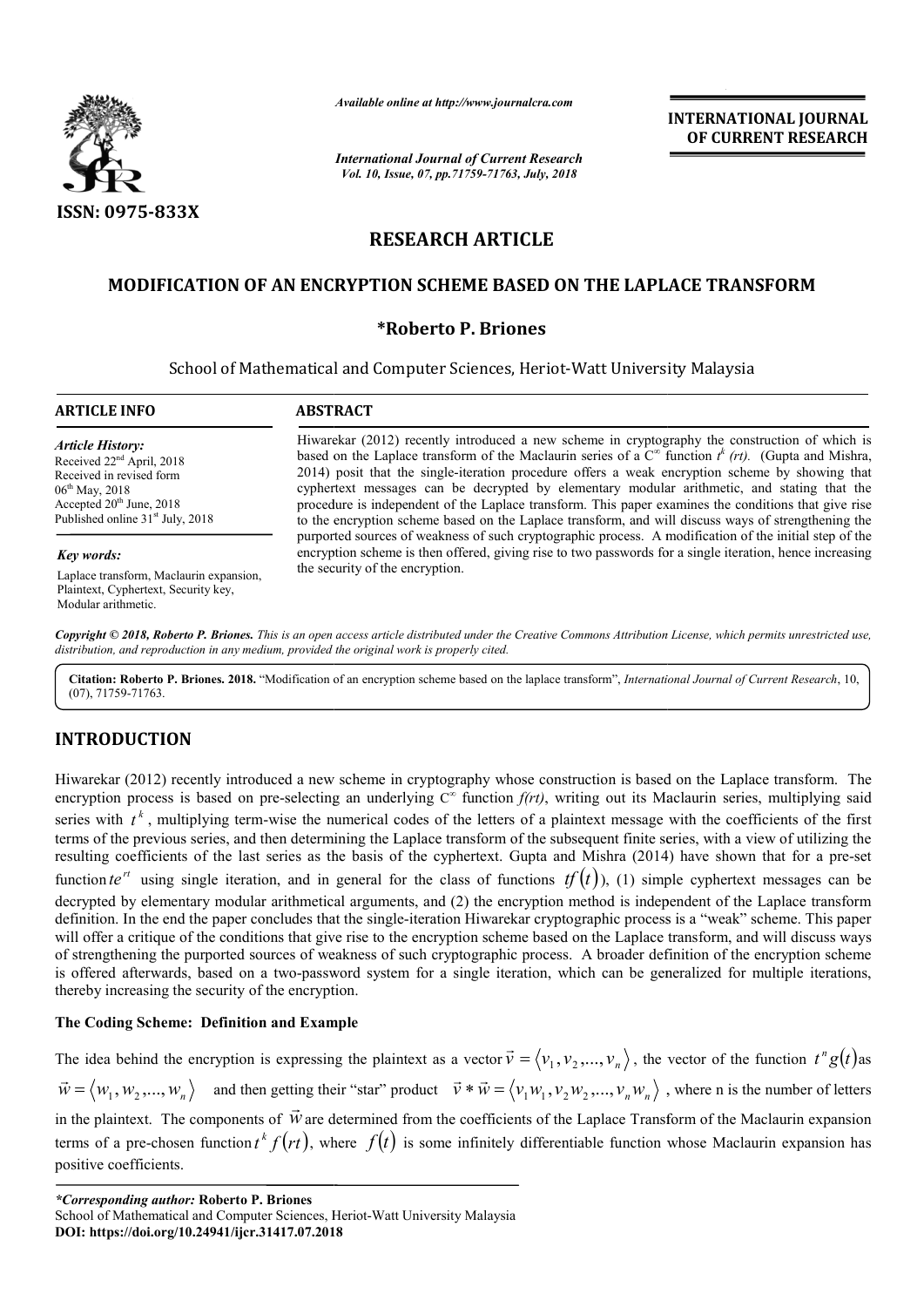ISSN: 0975-833X

*Available online at http://www.journalcra.com*

*International Journal of Current Research*
*Vol. 10, Issue, 07, pp.71759-71763, July, 2018*

**INTERNATIONAL JOURNAL OF CURRENT RESEARCH**

# RESEARCH ARTICLE

## MODIFICATION OF AN ENCRYPTION SCHEME BASED ON THE LAPLACE TRANSFORM

**\*Roberto P. Briones**

School of Mathematical and Computer Sciences, Heriot-Watt University Malaysia

**ARTICLE INFO**

*Article History:*
Received 22nd April, 2018
Received in revised form 06th May, 2018
Accepted 20th June, 2018
Published online 31st July, 2018

*Key words:*
Laplace transform, Maclaurin expansion, Plaintext, Cyphertext, Security key, Modular arithmetic.

**ABSTRACT**

Hiwarekar (2012) recently introduced a new scheme in cryptography the construction of which is based on the Laplace transform of the Maclaurin series of a $C^{\infty}$ function $t^k$ *(rt).* (Gupta and Mishra, 2014) posit that the single-iteration procedure offers a weak encryption scheme by showing that cyphertext messages can be decrypted by elementary modular arithmetic, and stating that the procedure is independent of the Laplace transform. This paper examines the conditions that give rise to the encryption scheme based on the Laplace transform, and will discuss ways of strengthening the purported sources of weakness of such cryptographic process. A modification of the initial step of the encryption scheme is then offered, giving rise to two passwords for a single iteration, hence increasing the security of the encryption.

*Copyright © 2018, Roberto P. Briones. This is an open access article distributed under the Creative Commons Attribution License, which permits unrestricted use, distribution, and reproduction in any medium, provided the original work is properly cited.*

**Citation: Roberto P. Briones. 2018.** "Modification of an encryption scheme based on the laplace transform", *International Journal of Current Research*, 10, (07), 71759-71763.

## INTRODUCTION

Hiwarekar (2012) recently introduced a new scheme in cryptography whose construction is based on the Laplace transform. The encryption process is based on pre-selecting an underlying $C^{\infty}$ function *f(rt)*, writing out its Maclaurin series, multiplying said series with $t^k$, multiplying term-wise the numerical codes of the letters of a plaintext message with the coefficients of the first terms of the previous series, and then determining the Laplace transform of the subsequent finite series, with a view of utilizing the resulting coefficients of the last series as the basis of the cyphertext. Gupta and Mishra (2014) have shown that for a pre-set function $te^{rt}$ using single iteration, and in general for the class of functions $tf(t)$), (1) simple cyphertext messages can be decrypted by elementary modular arithmetical arguments, and (2) the encryption method is independent of the Laplace transform definition. In the end the paper concludes that the single-iteration Hiwarekar cryptographic process is a "weak" scheme. This paper will offer a critique of the conditions that give rise to the encryption scheme based on the Laplace transform, and will discuss ways of strengthening the purported sources of weakness of such cryptographic process. A broader definition of the encryption scheme is offered afterwards, based on a two-password system for a single iteration, which can be generalized for multiple iterations, thereby increasing the security of the encryption.

### The Coding Scheme: Definition and Example

The idea behind the encryption is expressing the plaintext as a vector $\vec{v} = \langle v_1, v_2, ..., v_n \rangle$, the vector of the function $t^n g(t)$ as $\vec{w} = \langle w_1, w_2, ..., w_n \rangle$ and then getting their "star" product $\vec{v} * \vec{w} = \langle v_1 w_1, v_2 w_2, ..., v_n w_n \rangle$, where n is the number of letters in the plaintext. The components of $\vec{w}$ are determined from the coefficients of the Laplace Transform of the Maclaurin expansion terms of a pre-chosen function $t^k f(rt)$, where $f(t)$ is some infinitely differentiable function whose Maclaurin expansion has positive coefficients.

---

*\*Corresponding author:* **Roberto P. Briones**
School of Mathematical and Computer Sciences, Heriot-Watt University Malaysia
**DOI: https://doi.org/10.24941/ijcr.31417.07.2018**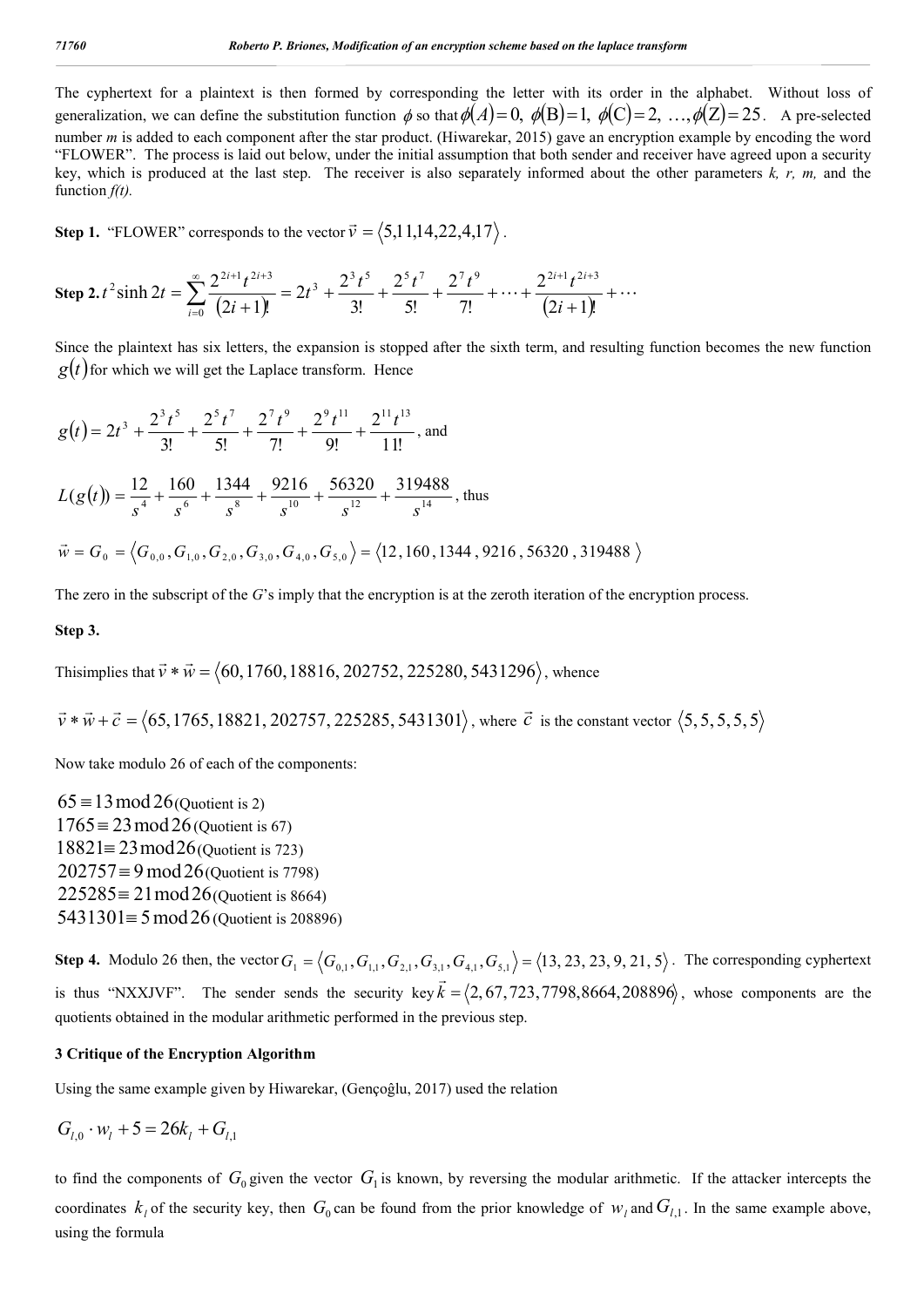The cyphertext for a plaintext is then formed by corresponding the letter with its order in the alphabet. Without loss of generalization, we can define the substitution function $\phi$ so that $\phi(A)=0,\ \phi(\mathrm{B})=1,\ \phi(\mathrm{C})=2,\ \ldots,\phi(\mathrm{Z})=25$. A pre-selected number *m* is added to each component after the star product. (Hiwarekar, 2015) gave an encryption example by encoding the word "FLOWER". The process is laid out below, under the initial assumption that both sender and receiver have agreed upon a security key, which is produced at the last step. The receiver is also separately informed about the other parameters *k, r, m,* and the function *f(t).*

**Step 1.** "FLOWER" corresponds to the vector $\vec{v} = \langle 5,11,14,22,4,17 \rangle$.

**Step 2.** $t^2 \sinh 2t = \sum_{i=0}^{\infty} \frac{2^{2i+1} t^{2i+3}}{(2i+1)!} = 2t^3 + \frac{2^3 t^5}{3!} + \frac{2^5 t^7}{5!} + \frac{2^7 t^9}{7!} + \cdots + \frac{2^{2i+1} t^{2i+3}}{(2i+1)!} + \cdots$

Since the plaintext has six letters, the expansion is stopped after the sixth term, and resulting function becomes the new function $g(t)$ for which we will get the Laplace transform. Hence

$$g(t) = 2t^3 + \frac{2^3 t^5}{3!} + \frac{2^5 t^7}{5!} + \frac{2^7 t^9}{7!} + \frac{2^9 t^{11}}{9!} + \frac{2^{11} t^{13}}{11!}, \text{ and}$$

$$L(g(t)) = \frac{12}{s^4} + \frac{160}{s^6} + \frac{1344}{s^8} + \frac{9216}{s^{10}} + \frac{56320}{s^{12}} + \frac{319488}{s^{14}}, \text{ thus}$$

$$\vec{w} = G_0 = \langle G_{0,0}, G_{1,0}, G_{2,0}, G_{3,0}, G_{4,0}, G_{5,0} \rangle = \langle 12, 160, 1344, 9216, 56320, 319488 \rangle$$

The zero in the subscript of the *G*'s imply that the encryption is at the zeroth iteration of the encryption process.

**Step 3.**

Thisimplies that $\vec{v} * \vec{w} = \langle 60, 1760, 18816, 202752, 225280, 5431296 \rangle$, whence

$\vec{v} * \vec{w} + \vec{c} = \langle 65, 1765, 18821, 202757, 225285, 5431301 \rangle$, where $\vec{c}$ is the constant vector $\langle 5,5,5,5,5 \rangle$

Now take modulo 26 of each of the components:

$65 \equiv 13 \bmod 26$ (Quotient is 2)
$1765 \equiv 23 \bmod 26$ (Quotient is 67)
$18821 \equiv 23 \bmod 26$ (Quotient is 723)
$202757 \equiv 9 \bmod 26$ (Quotient is 7798)
$225285 \equiv 21 \bmod 26$ (Quotient is 8664)
$5431301 \equiv 5 \bmod 26$ (Quotient is 208896)

**Step 4.** Modulo 26 then, the vector $G_1 = \langle G_{0,1}, G_{1,1}, G_{2,1}, G_{3,1}, G_{4,1}, G_{5,1} \rangle = \langle 13, 23, 23, 9, 21, 5 \rangle$. The corresponding cyphertext is thus "NXXJVF". The sender sends the security key $\vec{k} = \langle 2, 67, 723, 7798, 8664, 208896 \rangle$, whose components are the quotients obtained in the modular arithmetic performed in the previous step.

## 3 Critique of the Encryption Algorithm

Using the same example given by Hiwarekar, (Gençoĝlu, 2017) used the relation

$$G_{l,0} \cdot w_l + 5 = 26k_l + G_{l,1}$$

to find the components of $G_0$ given the vector $G_1$ is known, by reversing the modular arithmetic. If the attacker intercepts the coordinates $k_l$ of the security key, then $G_0$ can be found from the prior knowledge of $w_l$ and $G_{l,1}$. In the same example above, using the formula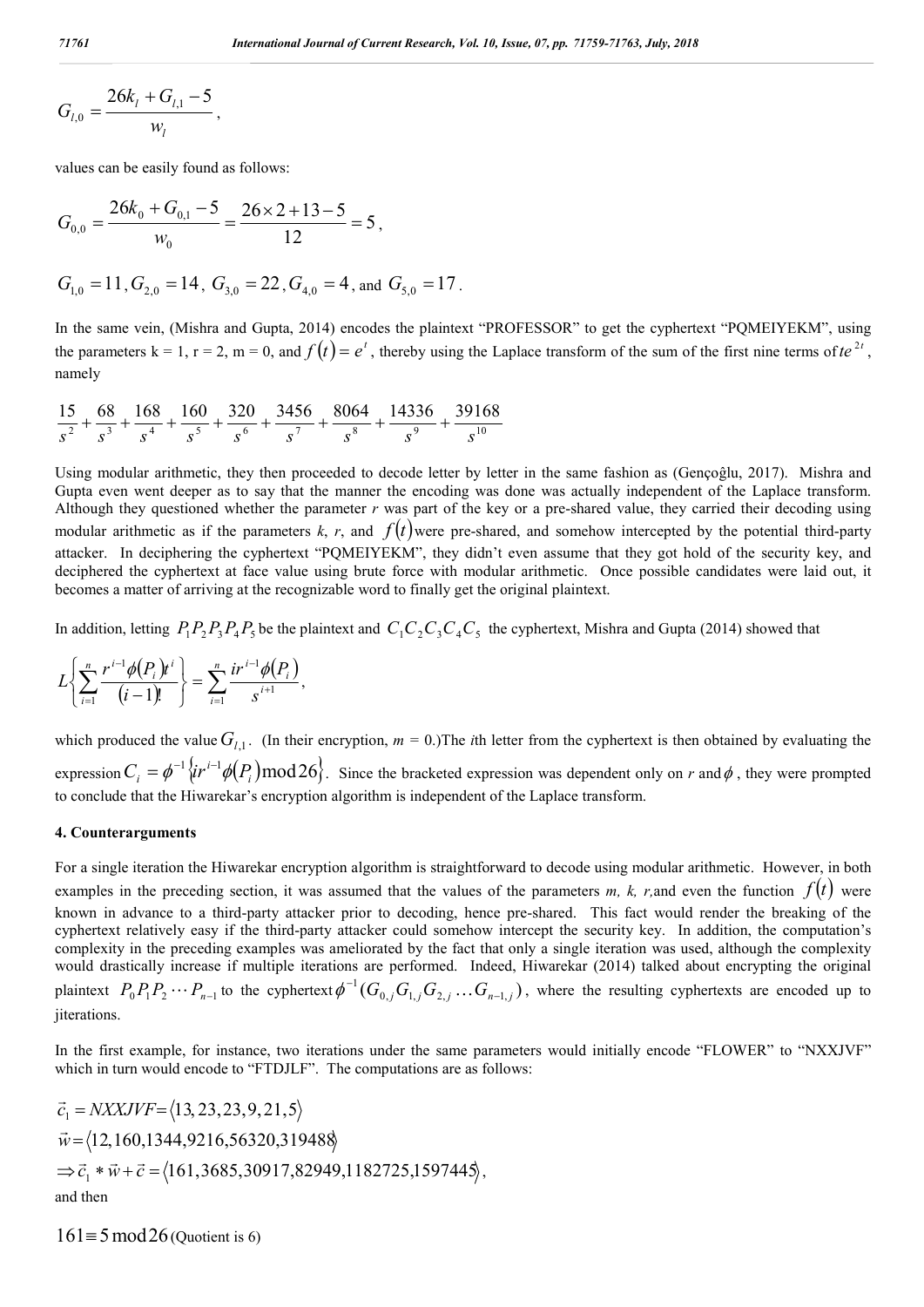$$G_{l,0} = \frac{26k_l + G_{l,1} - 5}{w_l},$$

values can be easily found as follows:

$$G_{0,0} = \frac{26k_0 + G_{0,1} - 5}{w_0} = \frac{26 \times 2 + 13 - 5}{12} = 5,$$

$G_{1,0} = 11, G_{2,0} = 14$, $G_{3,0} = 22$, $G_{4,0} = 4$, and $G_{5,0} = 17$.

In the same vein, (Mishra and Gupta, 2014) encodes the plaintext "PROFESSOR" to get the cyphertext "PQMEIYEKM", using the parameters k = 1, r = 2, m = 0, and $f(t) = e^t$, thereby using the Laplace transform of the sum of the first nine terms of $te^{2t}$, namely

$$\frac{15}{s^2} + \frac{68}{s^3} + \frac{168}{s^4} + \frac{160}{s^5} + \frac{320}{s^6} + \frac{3456}{s^7} + \frac{8064}{s^8} + \frac{14336}{s^9} + \frac{39168}{s^{10}}$$

Using modular arithmetic, they then proceeded to decode letter by letter in the same fashion as (Gençoĝlu, 2017). Mishra and Gupta even went deeper as to say that the manner the encoding was done was actually independent of the Laplace transform. Although they questioned whether the parameter *r* was part of the key or a pre-shared value, they carried their decoding using modular arithmetic as if the parameters *k*, *r*, and $f(t)$ were pre-shared, and somehow intercepted by the potential third-party attacker. In deciphering the cyphertext "PQMEIYEKM", they didn't even assume that they got hold of the security key, and deciphered the cyphertext at face value using brute force with modular arithmetic. Once possible candidates were laid out, it becomes a matter of arriving at the recognizable word to finally get the original plaintext.

In addition, letting $P_1P_2P_3P_4P_5$ be the plaintext and $C_1C_2C_3C_4C_5$ the cyphertext, Mishra and Gupta (2014) showed that

$$L\left\{\sum_{i=1}^{n} \frac{r^{i-1}\phi(P_i)t^i}{(i-1)!}\right\} = \sum_{i=1}^{n} \frac{ir^{i-1}\phi(P_i)}{s^{i+1}},$$

which produced the value $G_{l,1}$. (In their encryption, *m* = 0.)The *i*th letter from the cyphertext is then obtained by evaluating the expression $C_i = \phi^{-1}\{ir^{i-1}\phi(P_i) \bmod 26\}$. Since the bracketed expression was dependent only on *r* and $\phi$, they were prompted to conclude that the Hiwarekar's encryption algorithm is independent of the Laplace transform.

## 4. Counterarguments

For a single iteration the Hiwarekar encryption algorithm is straightforward to decode using modular arithmetic. However, in both examples in the preceding section, it was assumed that the values of the parameters *m, k, r,*and even the function $f(t)$ were known in advance to a third-party attacker prior to decoding, hence pre-shared. This fact would render the breaking of the cyphertext relatively easy if the third-party attacker could somehow intercept the security key. In addition, the computation's complexity in the preceding examples was ameliorated by the fact that only a single iteration was used, although the complexity would drastically increase if multiple iterations are performed. Indeed, Hiwarekar (2014) talked about encrypting the original plaintext $P_0P_1P_2 \cdots P_{n-1}$ to the cyphertext $\phi^{-1}(G_{0,j}G_{1,j}G_{2,j} \ldots G_{n-1,j})$, where the resulting cyphertexts are encoded up to *j*iterations.

In the first example, for instance, two iterations under the same parameters would initially encode "FLOWER" to "NXXJVF" which in turn would encode to "FTDJLF". The computations are as follows:

$$\vec{c}_1 = NXXJVF = \langle 13, 23, 23, 9, 21, 5 \rangle$$
$$\vec{w} = \langle 12, 160, 1344, 9216, 56320, 319488 \rangle$$
$$\Rightarrow \vec{c}_1 * \vec{w} + \vec{c} = \langle 161, 3685, 30917, 82949, 1182725, 1597445 \rangle,$$

and then

$161 \equiv 5 \bmod 26$ (Quotient is 6)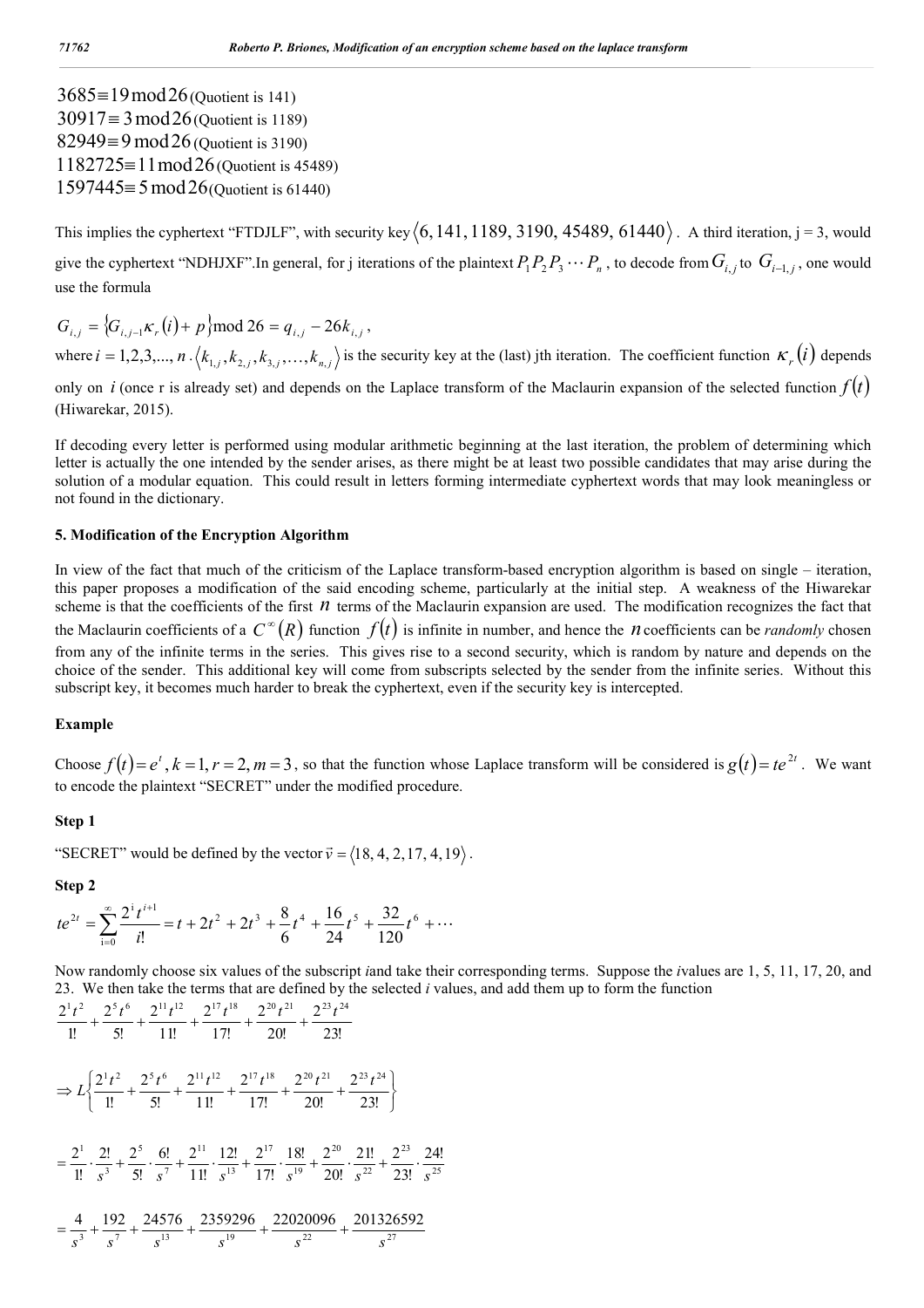$3685 \equiv 19 \bmod 26$ (Quotient is 141)
$30917 \equiv 3 \bmod 26$ (Quotient is 1189)
$82949 \equiv 9 \bmod 26$ (Quotient is 3190)
$1182725 \equiv 11 \bmod 26$ (Quotient is 45489)
$1597445 \equiv 5 \bmod 26$ (Quotient is 61440)

This implies the cyphertext "FTDJLF", with security key $\langle 6, 141, 1189, 3190, 45489, 61440 \rangle$. A third iteration, j = 3, would give the cyphertext "NDHJXF". In general, for j iterations of the plaintext $P_1 P_2 P_3 \cdots P_n$, to decode from $G_{i,j}$ to $G_{i-1,j}$, one would use the formula

$$G_{i,j} = \{G_{i,j-1}\kappa_r(i) + p\} \bmod 26 = q_{i,j} - 26k_{i,j},$$

where $i = 1,2,3,\ldots,n$. $\langle k_{1,j}, k_{2,j}, k_{3,j}, \ldots, k_{n,j} \rangle$ is the security key at the (last) jth iteration. The coefficient function $\kappa_r(i)$ depends only on $i$ (once r is already set) and depends on the Laplace transform of the Maclaurin expansion of the selected function $f(t)$ (Hiwarekar, 2015).

If decoding every letter is performed using modular arithmetic beginning at the last iteration, the problem of determining which letter is actually the one intended by the sender arises, as there might be at least two possible candidates that may arise during the solution of a modular equation. This could result in letters forming intermediate cyphertext words that may look meaningless or not found in the dictionary.

### 5. Modification of the Encryption Algorithm

In view of the fact that much of the criticism of the Laplace transform-based encryption algorithm is based on single – iteration, this paper proposes a modification of the said encoding scheme, particularly at the initial step. A weakness of the Hiwarekar scheme is that the coefficients of the first $n$ terms of the Maclaurin expansion are used. The modification recognizes the fact that the Maclaurin coefficients of a $C^\infty(R)$ function $f(t)$ is infinite in number, and hence the $n$ coefficients can be *randomly* chosen from any of the infinite terms in the series. This gives rise to a second security, which is random by nature and depends on the choice of the sender. This additional key will come from subscripts selected by the sender from the infinite series. Without this subscript key, it becomes much harder to break the cyphertext, even if the security key is intercepted.

**Example**

Choose $f(t) = e^t, k = 1, r = 2, m = 3$, so that the function whose Laplace transform will be considered is $g(t) = te^{2t}$. We want to encode the plaintext "SECRET" under the modified procedure.

**Step 1**

"SECRET" would be defined by the vector $\vec{v} = \langle 18, 4, 2, 17, 4, 19 \rangle$.

**Step 2**

$$te^{2t} = \sum_{i=0}^{\infty} \frac{2^i t^{i+1}}{i!} = t + 2t^2 + 2t^3 + \frac{8}{6}t^4 + \frac{16}{24}t^5 + \frac{32}{120}t^6 + \cdots$$

Now randomly choose six values of the subscript *i* and take their corresponding terms. Suppose the *i* values are 1, 5, 11, 17, 20, and 23. We then take the terms that are defined by the selected *i* values, and add them up to form the function

$$\frac{2^1 t^2}{1!} + \frac{2^5 t^6}{5!} + \frac{2^{11} t^{12}}{11!} + \frac{2^{17} t^{18}}{17!} + \frac{2^{20} t^{21}}{20!} + \frac{2^{23} t^{24}}{23!}$$

$$\Rightarrow L\left\{\frac{2^1 t^2}{1!} + \frac{2^5 t^6}{5!} + \frac{2^{11} t^{12}}{11!} + \frac{2^{17} t^{18}}{17!} + \frac{2^{20} t^{21}}{20!} + \frac{2^{23} t^{24}}{23!}\right\}$$

$$= \frac{2^1}{1!} \cdot \frac{2!}{s^3} + \frac{2^5}{5!} \cdot \frac{6!}{s^7} + \frac{2^{11}}{11!} \cdot \frac{12!}{s^{13}} + \frac{2^{17}}{17!} \cdot \frac{18!}{s^{19}} + \frac{2^{20}}{20!} \cdot \frac{21!}{s^{22}} + \frac{2^{23}}{23!} \cdot \frac{24!}{s^{25}}$$

$$= \frac{4}{s^3} + \frac{192}{s^7} + \frac{24576}{s^{13}} + \frac{2359296}{s^{19}} + \frac{22020096}{s^{22}} + \frac{201326592}{s^{27}}$$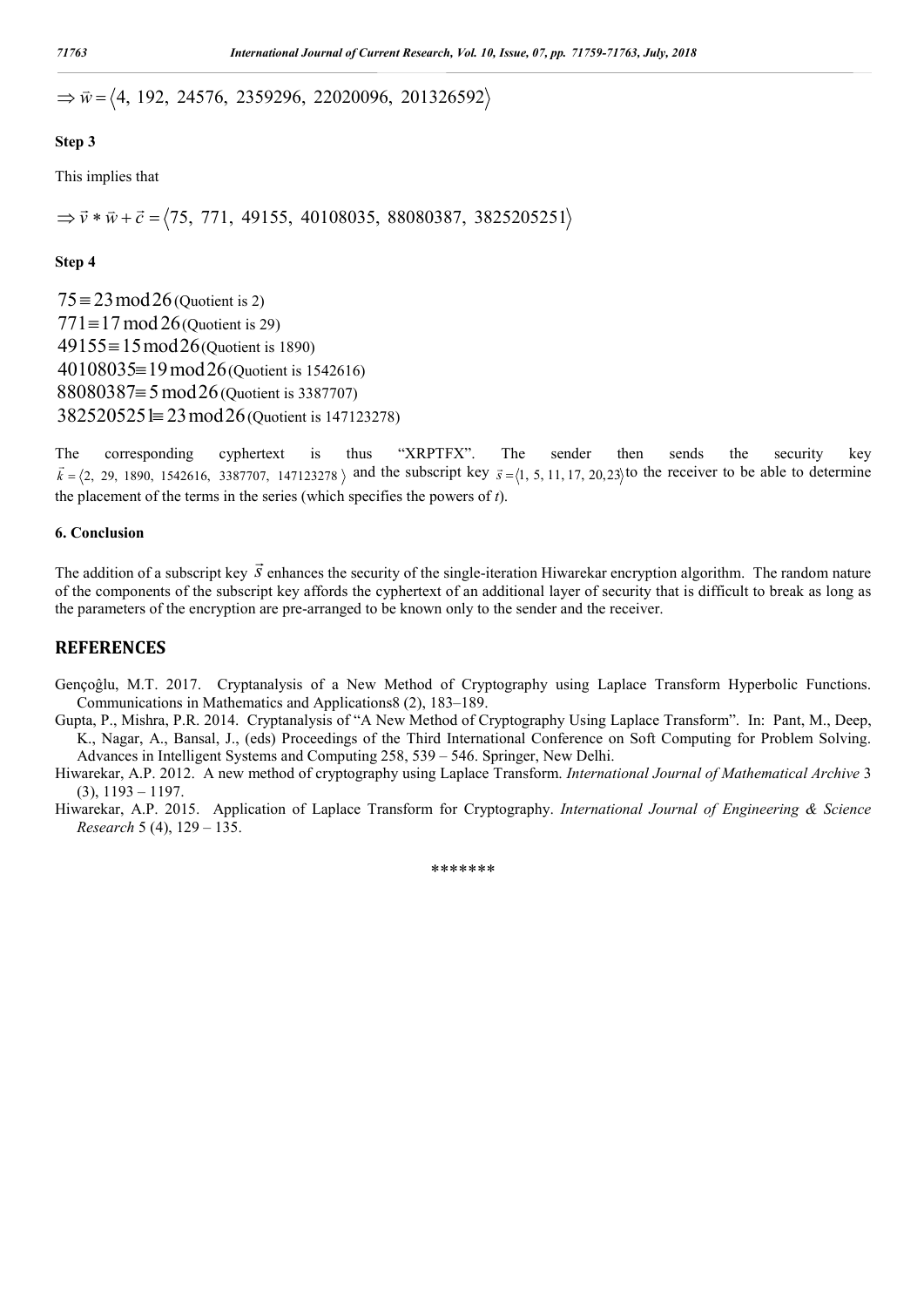$$\Rightarrow \vec{w} = \langle 4,\ 192,\ 24576,\ 2359296,\ 22020096,\ 201326592 \rangle$$

**Step 3**

This implies that

$$\Rightarrow \vec{v} * \vec{w} + \vec{c} = \langle 75,\ 771,\ 49155,\ 40108035,\ 88080387,\ 3825205251 \rangle$$

**Step 4**

$75 \equiv 23 \bmod 26$ (Quotient is 2)
$771 \equiv 17 \bmod 26$ (Quotient is 29)
$49155 \equiv 15 \bmod 26$ (Quotient is 1890)
$40108035 \equiv 19 \bmod 26$ (Quotient is 1542616)
$88080387 \equiv 5 \bmod 26$ (Quotient is 3387707)
$3825205251 \equiv 23 \bmod 26$ (Quotient is 147123278)

The corresponding cyphertext is thus "XRPTFX". The sender then sends the security key $\vec{k} = \langle 2,\ 29,\ 1890,\ 1542616,\ 3387707,\ 147123278 \rangle$ and the subscript key $\vec{s} = \langle 1,\ 5,\ 11,\ 17,\ 20, 23 \rangle$ to the receiver to be able to determine the placement of the terms in the series (which specifies the powers of *t*).

### 6. Conclusion

The addition of a subscript key $\vec{s}$ enhances the security of the single-iteration Hiwarekar encryption algorithm. The random nature of the components of the subscript key affords the cyphertext of an additional layer of security that is difficult to break as long as the parameters of the encryption are pre-arranged to be known only to the sender and the receiver.

## REFERENCES

Gençoĝlu, M.T. 2017. Cryptanalysis of a New Method of Cryptography using Laplace Transform Hyperbolic Functions. Communications in Mathematics and Applications8 (2), 183–189.

Gupta, P., Mishra, P.R. 2014. Cryptanalysis of "A New Method of Cryptography Using Laplace Transform". In: Pant, M., Deep, K., Nagar, A., Bansal, J., (eds) Proceedings of the Third International Conference on Soft Computing for Problem Solving. Advances in Intelligent Systems and Computing 258, 539 – 546. Springer, New Delhi.

Hiwarekar, A.P. 2012. A new method of cryptography using Laplace Transform. *International Journal of Mathematical Archive* 3 (3), 1193 – 1197.

Hiwarekar, A.P. 2015. Application of Laplace Transform for Cryptography. *International Journal of Engineering & Science Research* 5 (4), 129 – 135.

*******